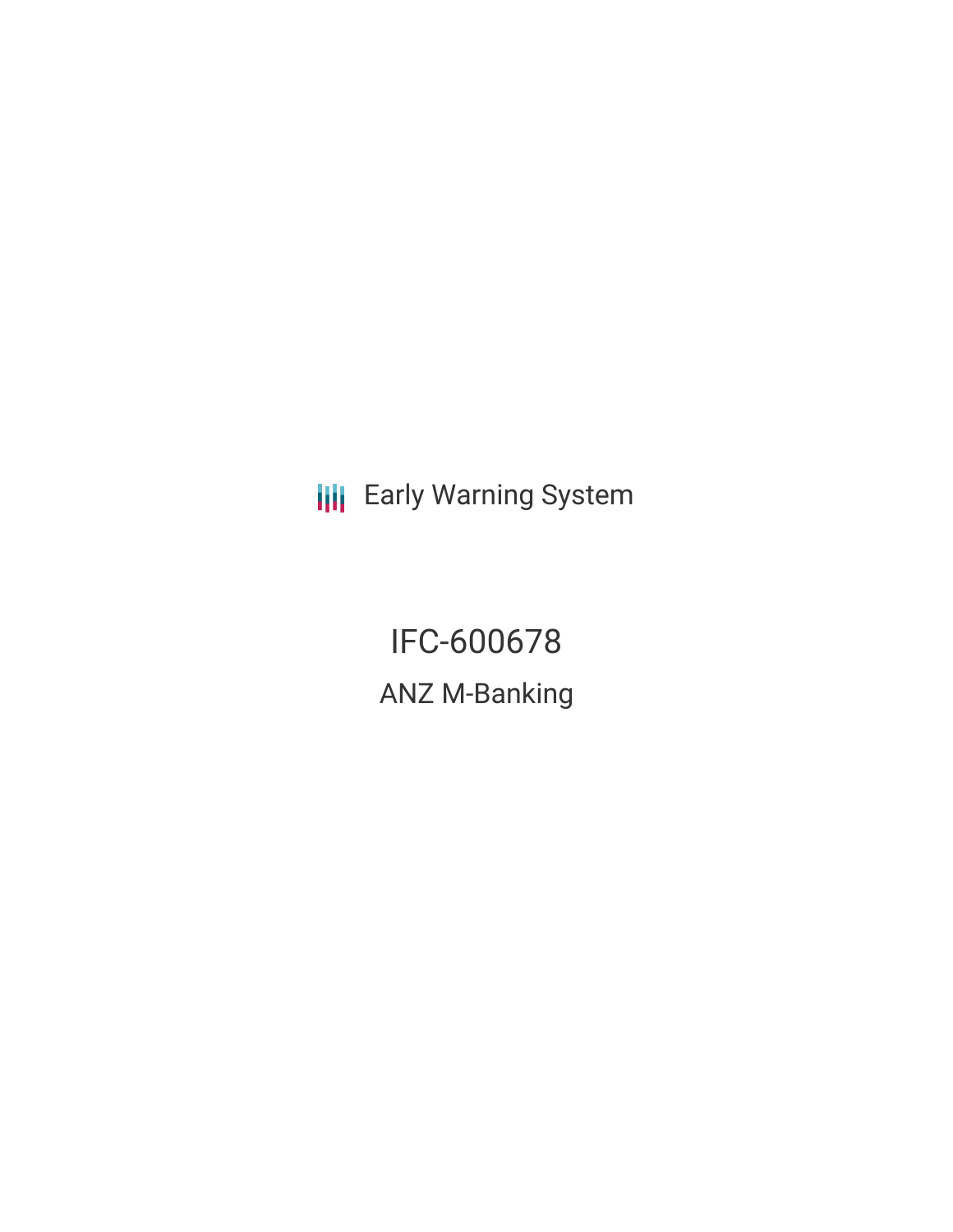Early Warning System

# IFC-600678

## ANZ M-Banking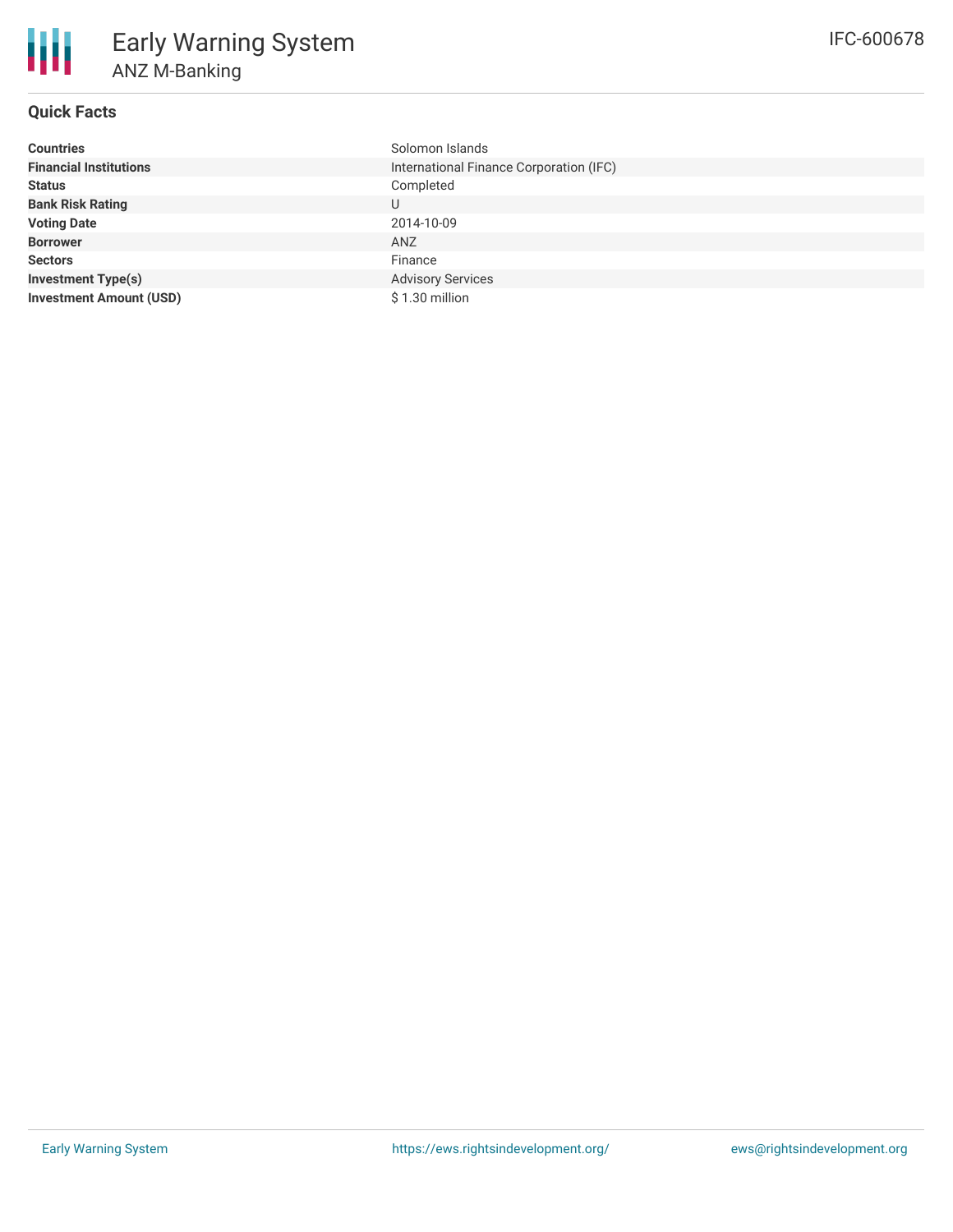# Early Warning System

## ANZ M-Banking

IFC-600678

### Quick Facts

| | |
|---|---|
| **Countries** | Solomon Islands |
| **Financial Institutions** | International Finance Corporation (IFC) |
| **Status** | Completed |
| **Bank Risk Rating** | U |
| **Voting Date** | 2014-10-09 |
| **Borrower** | ANZ |
| **Sectors** | Finance |
| **Investment Type(s)** | Advisory Services |
| **Investment Amount (USD)** | $ 1.30 million |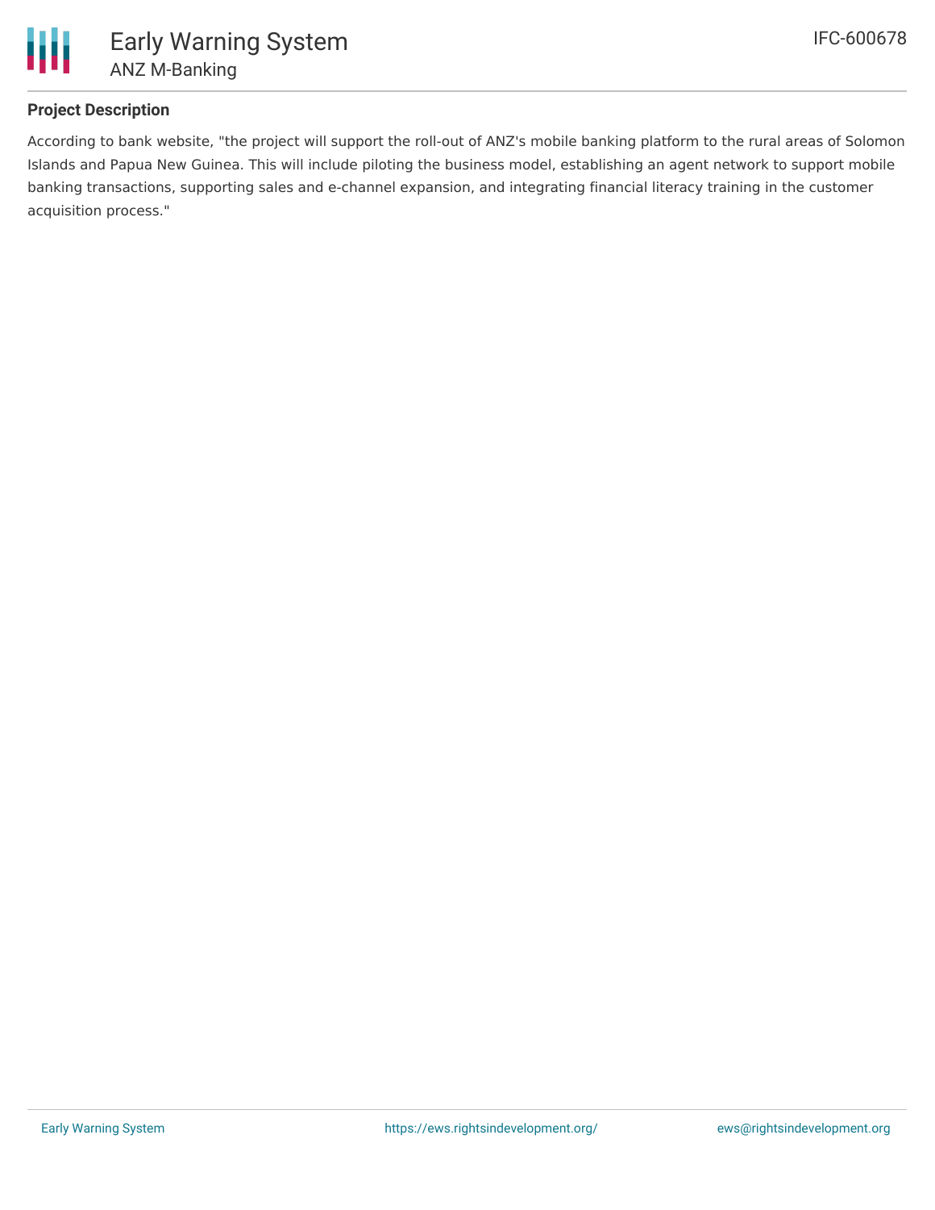### Project Description

According to bank website, "the project will support the roll-out of ANZ's mobile banking platform to the rural areas of Solomon Islands and Papua New Guinea. This will include piloting the business model, establishing an agent network to support mobile banking transactions, supporting sales and e-channel expansion, and integrating financial literacy training in the customer acquisition process."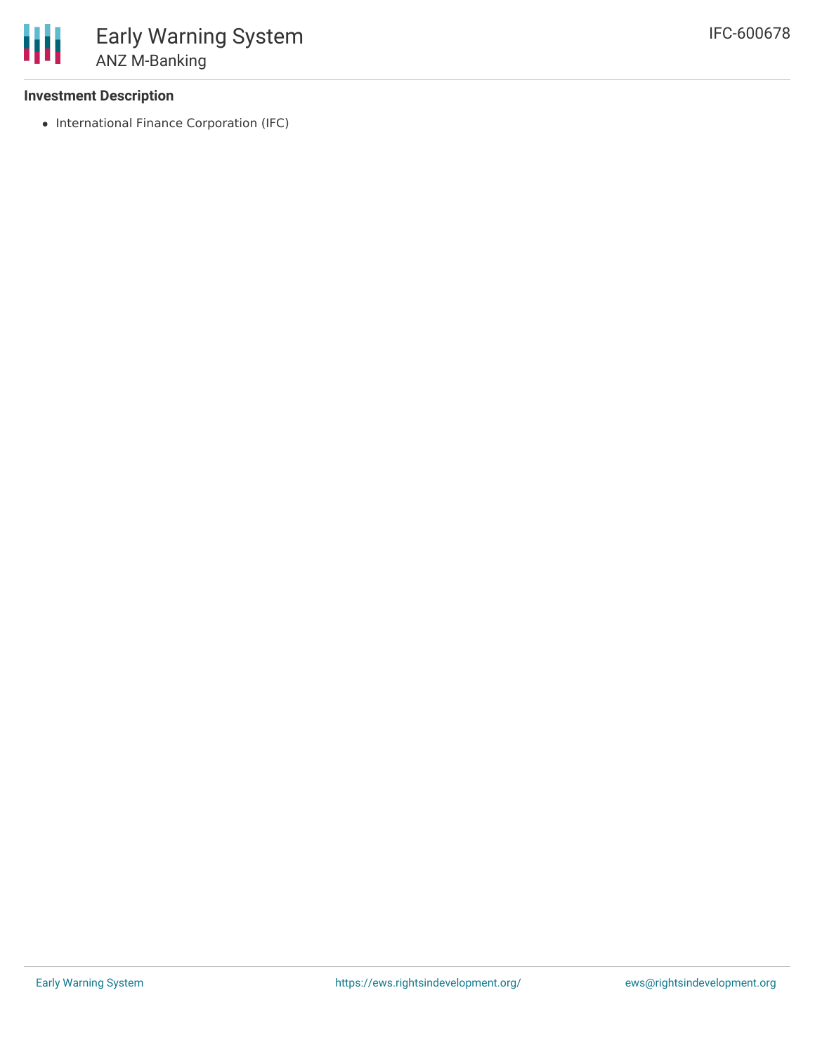### Investment Description

- International Finance Corporation (IFC)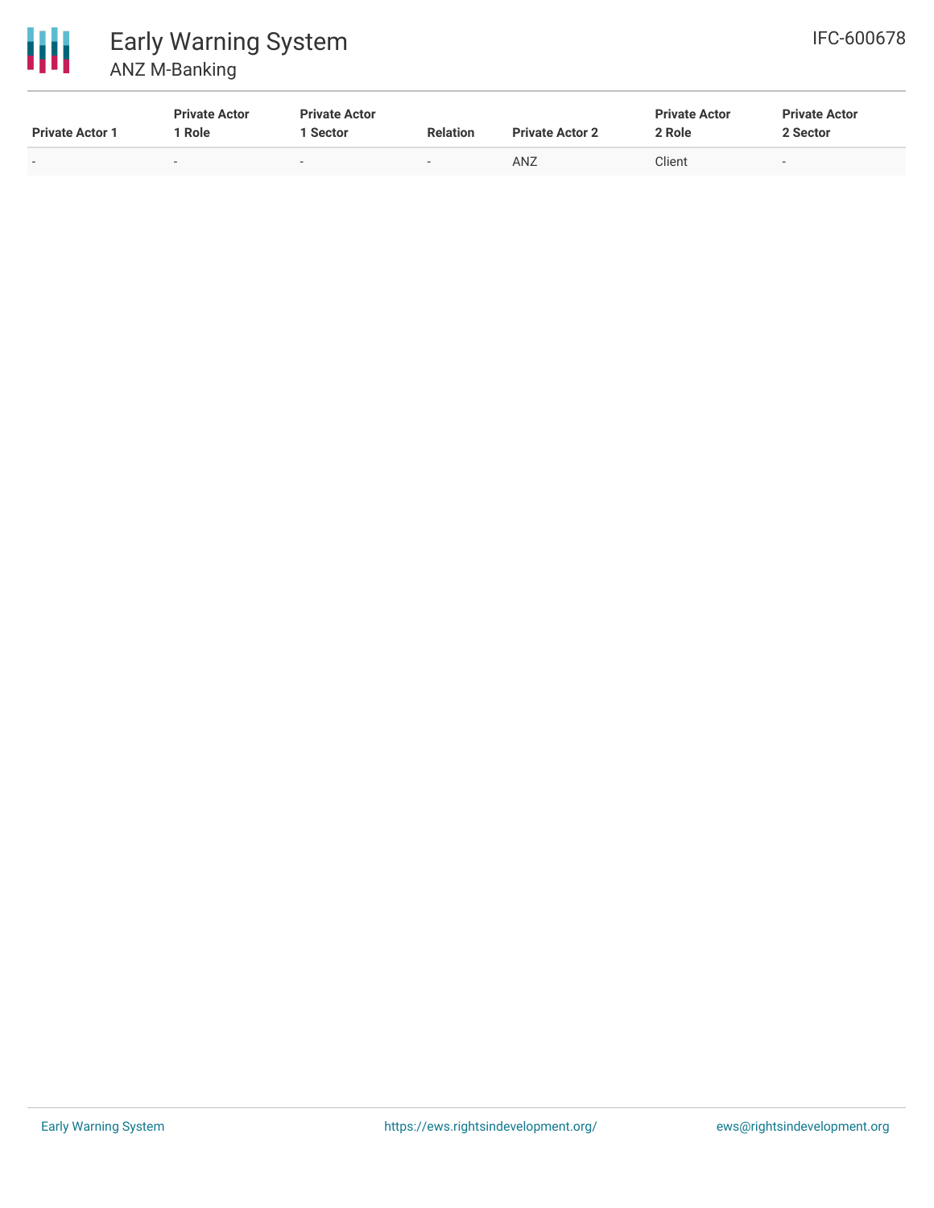| Private Actor 1 | Private Actor 1 Role | Private Actor 1 Sector | Relation | Private Actor 2 | Private Actor 2 Role | Private Actor 2 Sector |
|---|---|---|---|---|---|---|
| - | - | - | - | ANZ | Client | - |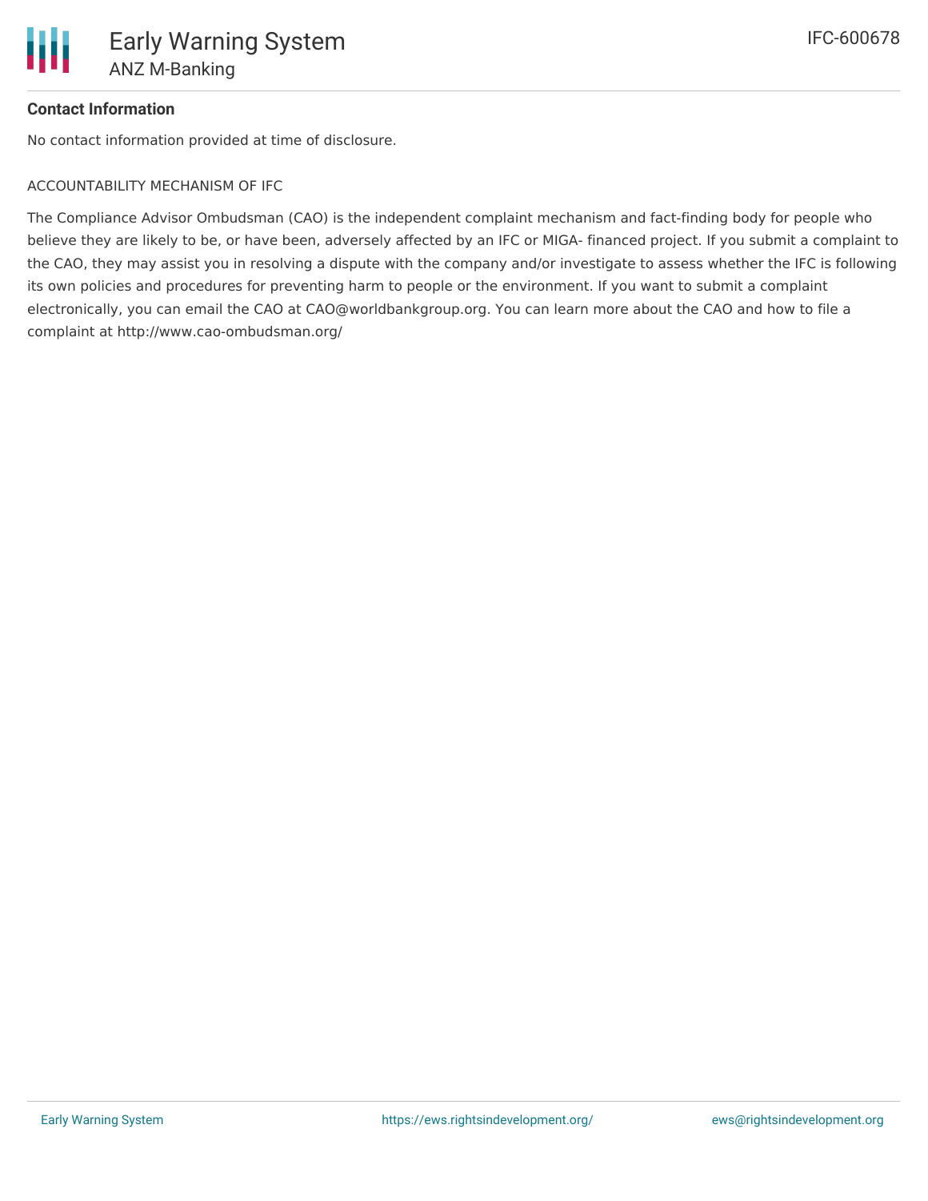**Contact Information**

No contact information provided at time of disclosure.

ACCOUNTABILITY MECHANISM OF IFC

The Compliance Advisor Ombudsman (CAO) is the independent complaint mechanism and fact-finding body for people who believe they are likely to be, or have been, adversely affected by an IFC or MIGA- financed project. If you submit a complaint to the CAO, they may assist you in resolving a dispute with the company and/or investigate to assess whether the IFC is following its own policies and procedures for preventing harm to people or the environment. If you want to submit a complaint electronically, you can email the CAO at CAO@worldbankgroup.org. You can learn more about the CAO and how to file a complaint at http://www.cao-ombudsman.org/